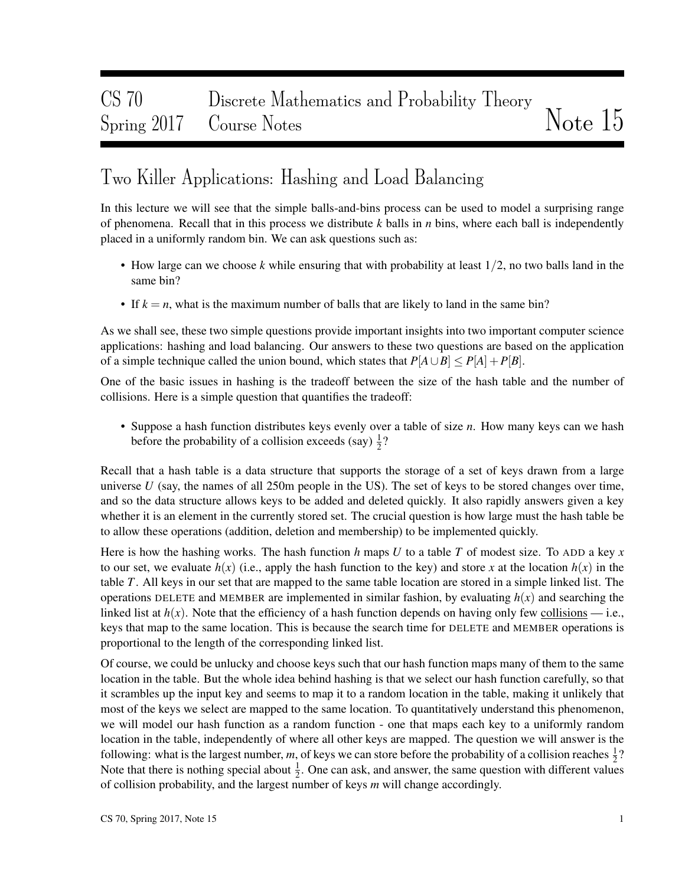CS 70 Discrete Mathematics and Probability Theory
Spring 2017 Course Notes **Note 15**

# Two Killer Applications: Hashing and Load Balancing

In this lecture we will see that the simple balls-and-bins process can be used to model a surprising range of phenomena. Recall that in this process we distribute $k$ balls in $n$ bins, where each ball is independently placed in a uniformly random bin. We can ask questions such as:

- How large can we choose $k$ while ensuring that with probability at least $1/2$, no two balls land in the same bin?
- If $k = n$, what is the maximum number of balls that are likely to land in the same bin?

As we shall see, these two simple questions provide important insights into two important computer science applications: hashing and load balancing. Our answers to these two questions are based on the application of a simple technique called the union bound, which states that $P[A \cup B] \leq P[A] + P[B]$.

One of the basic issues in hashing is the tradeoff between the size of the hash table and the number of collisions. Here is a simple question that quantifies the tradeoff:

- Suppose a hash function distributes keys evenly over a table of size $n$. How many keys can we hash before the probability of a collision exceeds (say) $\frac{1}{2}$?

Recall that a hash table is a data structure that supports the storage of a set of keys drawn from a large universe $U$ (say, the names of all 250m people in the US). The set of keys to be stored changes over time, and so the data structure allows keys to be added and deleted quickly. It also rapidly answers given a key whether it is an element in the currently stored set. The crucial question is how large must the hash table be to allow these operations (addition, deletion and membership) to be implemented quickly.

Here is how the hashing works. The hash function $h$ maps $U$ to a table $T$ of modest size. To ADD a key $x$ to our set, we evaluate $h(x)$ (i.e., apply the hash function to the key) and store $x$ at the location $h(x)$ in the table $T$. All keys in our set that are mapped to the same table location are stored in a simple linked list. The operations DELETE and MEMBER are implemented in similar fashion, by evaluating $h(x)$ and searching the linked list at $h(x)$. Note that the efficiency of a hash function depends on having only few collisions — i.e., keys that map to the same location. This is because the search time for DELETE and MEMBER operations is proportional to the length of the corresponding linked list.

Of course, we could be unlucky and choose keys such that our hash function maps many of them to the same location in the table. But the whole idea behind hashing is that we select our hash function carefully, so that it scrambles up the input key and seems to map it to a random location in the table, making it unlikely that most of the keys we select are mapped to the same location. To quantitatively understand this phenomenon, we will model our hash function as a random function - one that maps each key to a uniformly random location in the table, independently of where all other keys are mapped. The question we will answer is the following: what is the largest number, $m$, of keys we can store before the probability of a collision reaches $\frac{1}{2}$? Note that there is nothing special about $\frac{1}{2}$. One can ask, and answer, the same question with different values of collision probability, and the largest number of keys $m$ will change accordingly.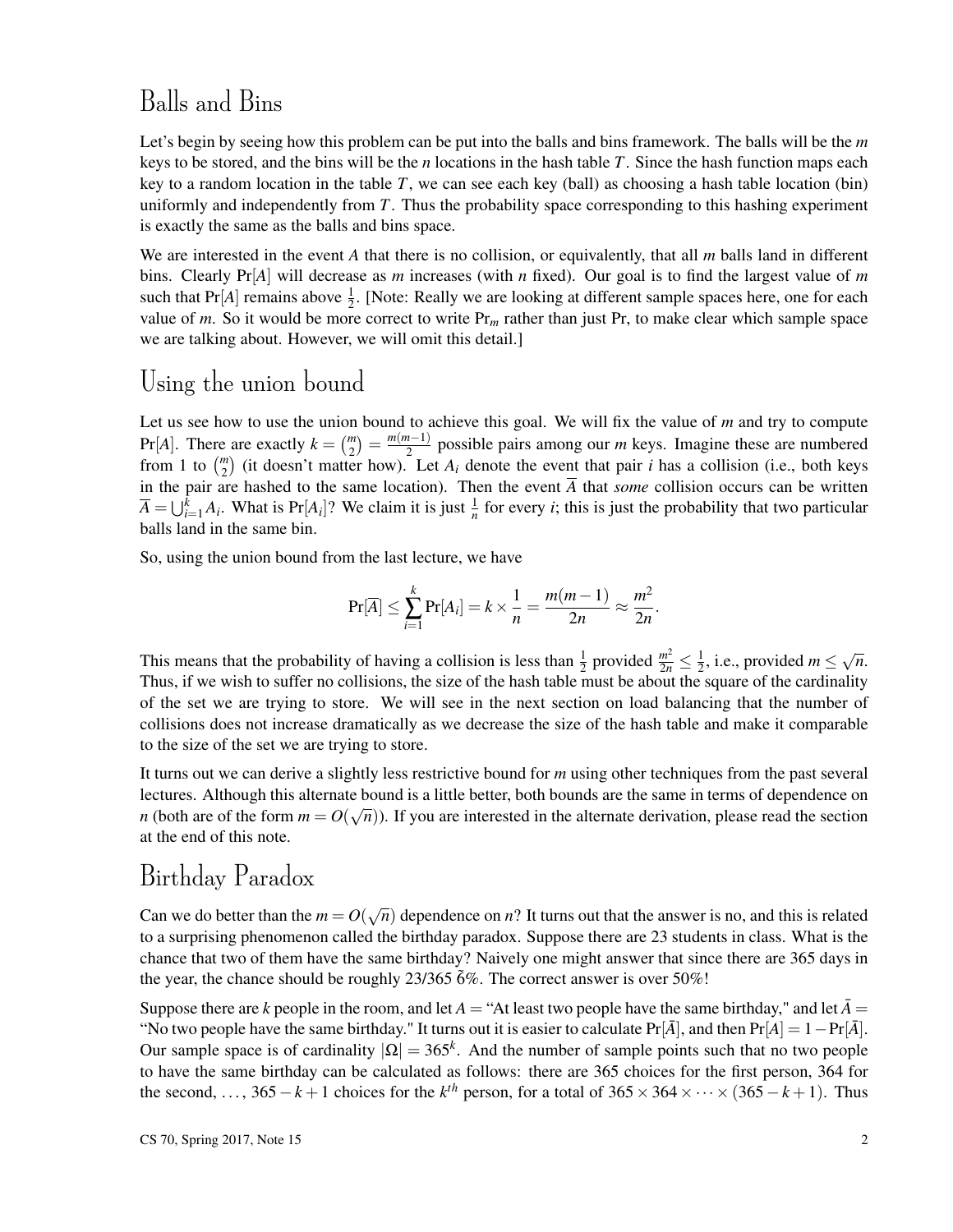## Balls and Bins

Let's begin by seeing how this problem can be put into the balls and bins framework. The balls will be the $m$ keys to be stored, and the bins will be the $n$ locations in the hash table $T$. Since the hash function maps each key to a random location in the table $T$, we can see each key (ball) as choosing a hash table location (bin) uniformly and independently from $T$. Thus the probability space corresponding to this hashing experiment is exactly the same as the balls and bins space.

We are interested in the event $A$ that there is no collision, or equivalently, that all $m$ balls land in different bins. Clearly $\Pr[A]$ will decrease as $m$ increases (with $n$ fixed). Our goal is to find the largest value of $m$ such that $\Pr[A]$ remains above $\frac{1}{2}$. [Note: Really we are looking at different sample spaces here, one for each value of $m$. So it would be more correct to write $\Pr_m$ rather than just Pr, to make clear which sample space we are talking about. However, we will omit this detail.]

## Using the union bound

Let us see how to use the union bound to achieve this goal. We will fix the value of $m$ and try to compute $\Pr[A]$. There are exactly $k = \binom{m}{2} = \frac{m(m-1)}{2}$ possible pairs among our $m$ keys. Imagine these are numbered from 1 to $\binom{m}{2}$ (it doesn't matter how). Let $A_i$ denote the event that pair $i$ has a collision (i.e., both keys in the pair are hashed to the same location). Then the event $\overline{A}$ that *some* collision occurs can be written $\overline{A} = \bigcup_{i=1}^{k} A_i$. What is $\Pr[A_i]$? We claim it is just $\frac{1}{n}$ for every $i$; this is just the probability that two particular balls land in the same bin.

So, using the union bound from the last lecture, we have

$$\Pr[\overline{A}] \leq \sum_{i=1}^{k} \Pr[A_i] = k \times \frac{1}{n} = \frac{m(m-1)}{2n} \approx \frac{m^2}{2n}.$$

This means that the probability of having a collision is less than $\frac{1}{2}$ provided $\frac{m^2}{2n} \leq \frac{1}{2}$, i.e., provided $m \leq \sqrt{n}$. Thus, if we wish to suffer no collisions, the size of the hash table must be about the square of the cardinality of the set we are trying to store. We will see in the next section on load balancing that the number of collisions does not increase dramatically as we decrease the size of the hash table and make it comparable to the size of the set we are trying to store.

It turns out we can derive a slightly less restrictive bound for $m$ using other techniques from the past several lectures. Although this alternate bound is a little better, both bounds are the same in terms of dependence on $n$ (both are of the form $m = O(\sqrt{n})$). If you are interested in the alternate derivation, please read the section at the end of this note.

## Birthday Paradox

Can we do better than the $m = O(\sqrt{n})$ dependence on $n$? It turns out that the answer is no, and this is related to a surprising phenomenon called the birthday paradox. Suppose there are 23 students in class. What is the chance that two of them have the same birthday? Naively one might answer that since there are 365 days in the year, the chance should be roughly 23/365 $\tilde{6}$%. The correct answer is over 50%!

Suppose there are $k$ people in the room, and let $A =$ "At least two people have the same birthday," and let $\bar{A} =$ "No two people have the same birthday." It turns out it is easier to calculate $\Pr[\bar{A}]$, and then $\Pr[A] = 1 - \Pr[\bar{A}]$. Our sample space is of cardinality $|\Omega| = 365^k$. And the number of sample points such that no two people to have the same birthday can be calculated as follows: there are 365 choices for the first person, 364 for the second, ..., $365-k+1$ choices for the $k^{th}$ person, for a total of $365 \times 364 \times \cdots \times (365-k+1)$. Thus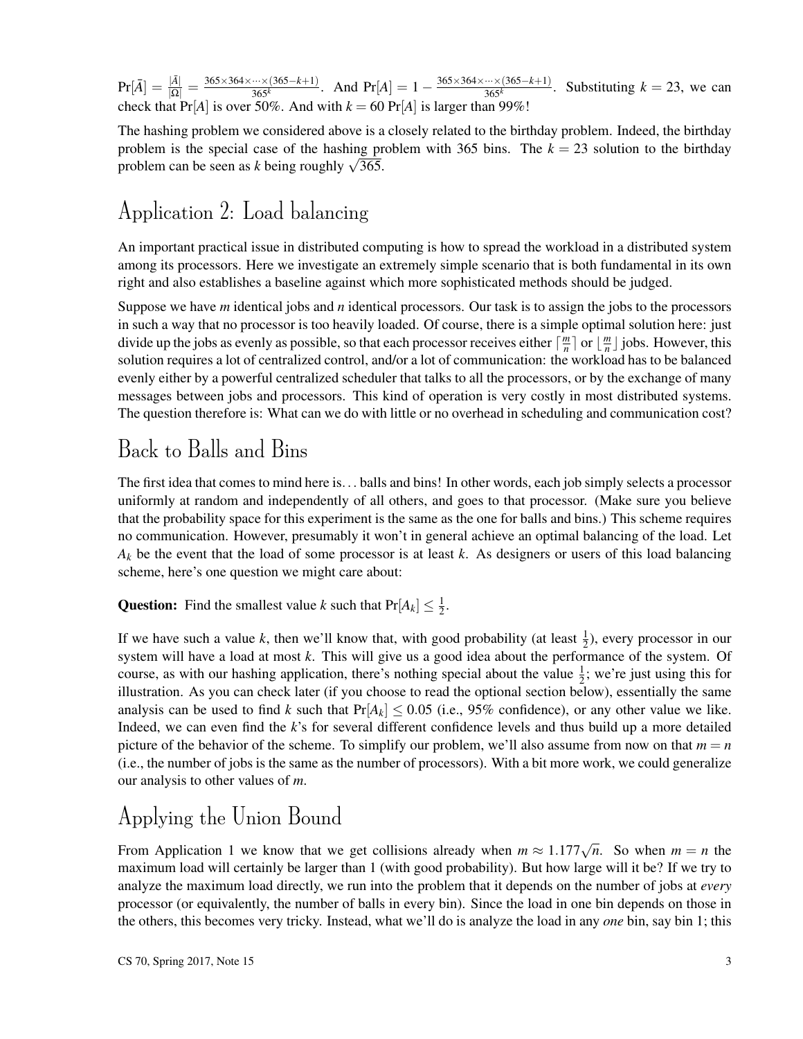$\Pr[\bar{A}] = \frac{|\bar{A}|}{|\Omega|} = \frac{365 \times 364 \times \cdots \times (365-k+1)}{365^k}$. And $\Pr[A] = 1 - \frac{365 \times 364 \times \cdots \times (365-k+1)}{365^k}$. Substituting $k = 23$, we can check that $\Pr[A]$ is over 50%. And with $k = 60$ $\Pr[A]$ is larger than 99%!

The hashing problem we considered above is a closely related to the birthday problem. Indeed, the birthday problem is the special case of the hashing problem with 365 bins. The $k = 23$ solution to the birthday problem can be seen as $k$ being roughly $\sqrt{365}$.

## Application 2: Load balancing

An important practical issue in distributed computing is how to spread the workload in a distributed system among its processors. Here we investigate an extremely simple scenario that is both fundamental in its own right and also establishes a baseline against which more sophisticated methods should be judged.

Suppose we have $m$ identical jobs and $n$ identical processors. Our task is to assign the jobs to the processors in such a way that no processor is too heavily loaded. Of course, there is a simple optimal solution here: just divide up the jobs as evenly as possible, so that each processor receives either $\lceil \frac{m}{n} \rceil$ or $\lfloor \frac{m}{n} \rfloor$ jobs. However, this solution requires a lot of centralized control, and/or a lot of communication: the workload has to be balanced evenly either by a powerful centralized scheduler that talks to all the processors, or by the exchange of many messages between jobs and processors. This kind of operation is very costly in most distributed systems. The question therefore is: What can we do with little or no overhead in scheduling and communication cost?

## Back to Balls and Bins

The first idea that comes to mind here is... balls and bins! In other words, each job simply selects a processor uniformly at random and independently of all others, and goes to that processor. (Make sure you believe that the probability space for this experiment is the same as the one for balls and bins.) This scheme requires no communication. However, presumably it won't in general achieve an optimal balancing of the load. Let $A_k$ be the event that the load of some processor is at least $k$. As designers or users of this load balancing scheme, here's one question we might care about:

**Question:** Find the smallest value $k$ such that $\Pr[A_k] \le \frac{1}{2}$.

If we have such a value $k$, then we'll know that, with good probability (at least $\frac{1}{2}$), every processor in our system will have a load at most $k$. This will give us a good idea about the performance of the system. Of course, as with our hashing application, there's nothing special about the value $\frac{1}{2}$; we're just using this for illustration. As you can check later (if you choose to read the optional section below), essentially the same analysis can be used to find $k$ such that $\Pr[A_k] \le 0.05$ (i.e., 95% confidence), or any other value we like. Indeed, we can even find the $k$'s for several different confidence levels and thus build up a more detailed picture of the behavior of the scheme. To simplify our problem, we'll also assume from now on that $m = n$ (i.e., the number of jobs is the same as the number of processors). With a bit more work, we could generalize our analysis to other values of $m$.

## Applying the Union Bound

From Application 1 we know that we get collisions already when $m \approx 1.177\sqrt{n}$. So when $m = n$ the maximum load will certainly be larger than 1 (with good probability). But how large will it be? If we try to analyze the maximum load directly, we run into the problem that it depends on the number of jobs at *every* processor (or equivalently, the number of balls in every bin). Since the load in one bin depends on those in the others, this becomes very tricky. Instead, what we'll do is analyze the load in any *one* bin, say bin 1; this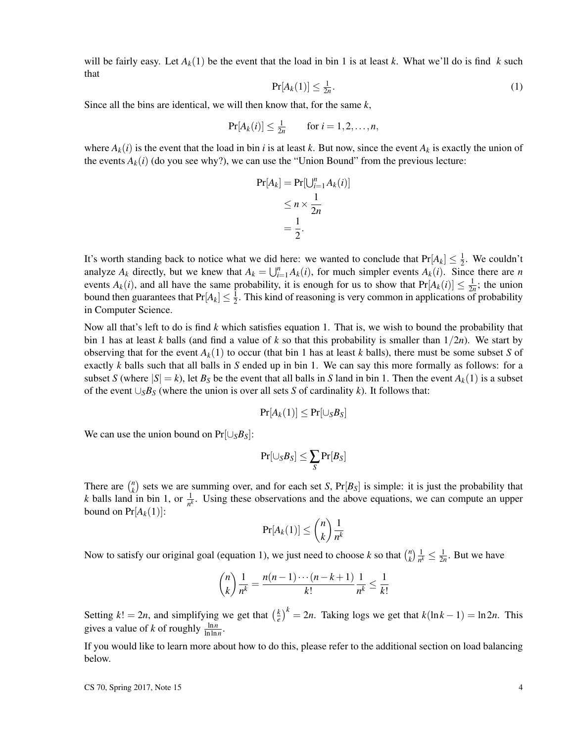will be fairly easy. Let $A_k(1)$ be the event that the load in bin 1 is at least $k$. What we'll do is find $k$ such that

$$\Pr[A_k(1)] \leq \tfrac{1}{2n}. \tag{1}$$

Since all the bins are identical, we will then know that, for the same $k$,

$$\Pr[A_k(i)] \leq \tfrac{1}{2n} \qquad \text{for } i = 1, 2, \ldots, n,$$

where $A_k(i)$ is the event that the load in bin $i$ is at least $k$. But now, since the event $A_k$ is exactly the union of the events $A_k(i)$ (do you see why?), we can use the "Union Bound" from the previous lecture:

$$\begin{aligned}
\Pr[A_k] &= \Pr[\textstyle\bigcup_{i=1}^n A_k(i)] \\
&\leq n \times \frac{1}{2n} \\
&= \frac{1}{2}.
\end{aligned}$$

It's worth standing back to notice what we did here: we wanted to conclude that $\Pr[A_k] \leq \frac{1}{2}$. We couldn't analyze $A_k$ directly, but we knew that $A_k = \bigcup_{i=1}^n A_k(i)$, for much simpler events $A_k(i)$. Since there are $n$ events $A_k(i)$, and all have the same probability, it is enough for us to show that $\Pr[A_k(i)] \leq \frac{1}{2n}$; the union bound then guarantees that $\Pr[A_k] \leq \frac{1}{2}$. This kind of reasoning is very common in applications of probability in Computer Science.

Now all that's left to do is find $k$ which satisfies equation 1. That is, we wish to bound the probability that bin 1 has at least $k$ balls (and find a value of $k$ so that this probability is smaller than $1/2n$). We start by observing that for the event $A_k(1)$ to occur (that bin 1 has at least $k$ balls), there must be some subset $S$ of exactly $k$ balls such that all balls in $S$ ended up in bin 1. We can say this more formally as follows: for a subset $S$ (where $|S| = k$), let $B_S$ be the event that all balls in $S$ land in bin 1. Then the event $A_k(1)$ is a subset of the event $\cup_S B_S$ (where the union is over all sets $S$ of cardinality $k$). It follows that:

$$\Pr[A_k(1)] \leq \Pr[\cup_S B_S]$$

We can use the union bound on $\Pr[\cup_S B_S]$:

$$\Pr[\cup_S B_S] \leq \sum_S \Pr[B_S]$$

There are $\binom{n}{k}$ sets we are summing over, and for each set $S$, $\Pr[B_S]$ is simple: it is just the probability that $k$ balls land in bin 1, or $\frac{1}{n^k}$. Using these observations and the above equations, we can compute an upper bound on $\Pr[A_k(1)]$:

$$\Pr[A_k(1)] \leq \binom{n}{k} \frac{1}{n^k}$$

Now to satisfy our original goal (equation 1), we just need to choose $k$ so that $\binom{n}{k}\frac{1}{n^k} \leq \frac{1}{2n}$. But we have

$$\binom{n}{k}\frac{1}{n^k} = \frac{n(n-1)\cdots(n-k+1)}{k!}\frac{1}{n^k} \leq \frac{1}{k!}$$

Setting $k! = 2n$, and simplifying we get that $\left(\frac{k}{e}\right)^k = 2n$. Taking logs we get that $k(\ln k - 1) = \ln 2n$. This gives a value of $k$ of roughly $\frac{\ln n}{\ln \ln n}$.

If you would like to learn more about how to do this, please refer to the additional section on load balancing below.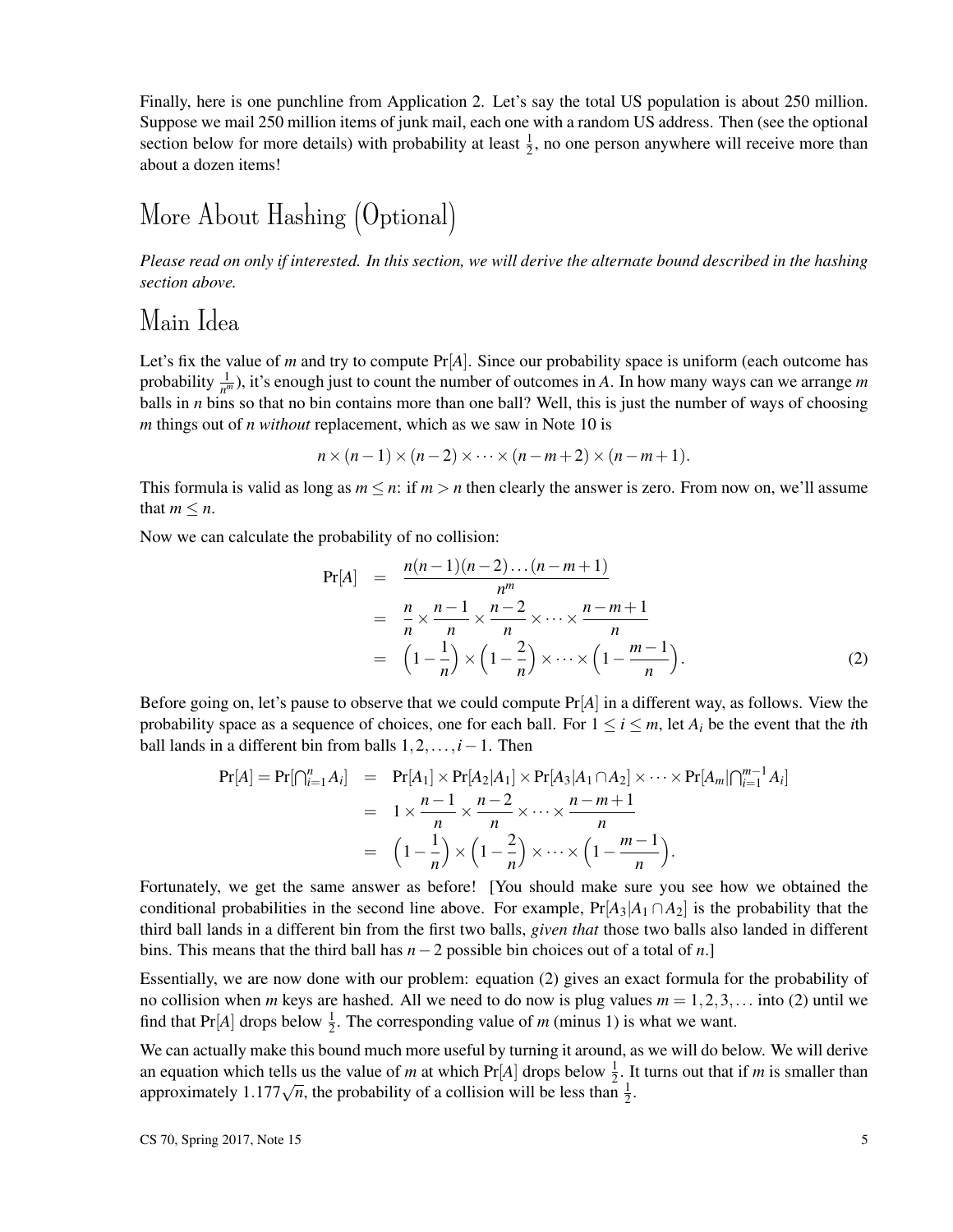Finally, here is one punchline from Application 2. Let's say the total US population is about 250 million. Suppose we mail 250 million items of junk mail, each one with a random US address. Then (see the optional section below for more details) with probability at least $\frac{1}{2}$, no one person anywhere will receive more than about a dozen items!

# More About Hashing (Optional)

*Please read on only if interested. In this section, we will derive the alternate bound described in the hashing section above.*

# Main Idea

Let's fix the value of $m$ and try to compute $\Pr[A]$. Since our probability space is uniform (each outcome has probability $\frac{1}{n^m}$), it's enough just to count the number of outcomes in $A$. In how many ways can we arrange $m$ balls in $n$ bins so that no bin contains more than one ball? Well, this is just the number of ways of choosing $m$ things out of $n$ *without* replacement, which as we saw in Note 10 is

$$n \times (n-1) \times (n-2) \times \cdots \times (n-m+2) \times (n-m+1).$$

This formula is valid as long as $m \leq n$: if $m > n$ then clearly the answer is zero. From now on, we'll assume that $m \leq n$.

Now we can calculate the probability of no collision:

$$\begin{aligned}
\Pr[A] &= \frac{n(n-1)(n-2)\dots(n-m+1)}{n^m} \\
&= \frac{n}{n} \times \frac{n-1}{n} \times \frac{n-2}{n} \times \cdots \times \frac{n-m+1}{n} \\
&= \left(1-\frac{1}{n}\right) \times \left(1-\frac{2}{n}\right) \times \cdots \times \left(1-\frac{m-1}{n}\right). \qquad (2)
\end{aligned}$$

Before going on, let's pause to observe that we could compute $\Pr[A]$ in a different way, as follows. View the probability space as a sequence of choices, one for each ball. For $1 \leq i \leq m$, let $A_i$ be the event that the $i$th ball lands in a different bin from balls $1, 2, \dots, i-1$. Then

$$\begin{aligned}
\Pr[A] = \Pr[\textstyle\bigcap_{i=1}^{n} A_i] &= \Pr[A_1] \times \Pr[A_2 | A_1] \times \Pr[A_3 | A_1 \cap A_2] \times \cdots \times \Pr[A_m | \textstyle\bigcap_{i=1}^{m-1} A_i] \\
&= 1 \times \frac{n-1}{n} \times \frac{n-2}{n} \times \cdots \times \frac{n-m+1}{n} \\
&= \left(1-\frac{1}{n}\right) \times \left(1-\frac{2}{n}\right) \times \cdots \times \left(1-\frac{m-1}{n}\right).
\end{aligned}$$

Fortunately, we get the same answer as before! [You should make sure you see how we obtained the conditional probabilities in the second line above. For example, $\Pr[A_3 | A_1 \cap A_2]$ is the probability that the third ball lands in a different bin from the first two balls, *given that* those two balls also landed in different bins. This means that the third ball has $n-2$ possible bin choices out of a total of $n$.]

Essentially, we are now done with our problem: equation (2) gives an exact formula for the probability of no collision when $m$ keys are hashed. All we need to do now is plug values $m = 1, 2, 3, \dots$ into (2) until we find that $\Pr[A]$ drops below $\frac{1}{2}$. The corresponding value of $m$ (minus 1) is what we want.

We can actually make this bound much more useful by turning it around, as we will do below. We will derive an equation which tells us the value of $m$ at which $\Pr[A]$ drops below $\frac{1}{2}$. It turns out that if $m$ is smaller than approximately $1.177\sqrt{n}$, the probability of a collision will be less than $\frac{1}{2}$.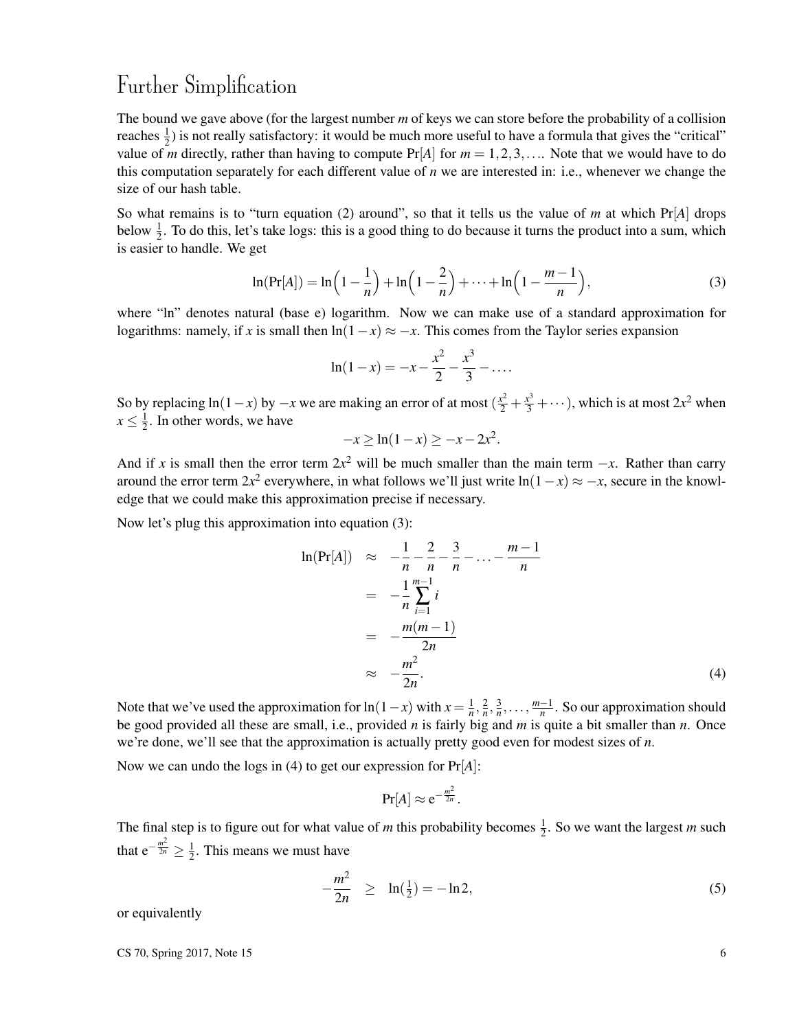## Further Simplification

The bound we gave above (for the largest number $m$ of keys we can store before the probability of a collision reaches $\frac{1}{2}$) is not really satisfactory: it would be much more useful to have a formula that gives the "critical" value of $m$ directly, rather than having to compute $\Pr[A]$ for $m = 1, 2, 3, \ldots$. Note that we would have to do this computation separately for each different value of $n$ we are interested in: i.e., whenever we change the size of our hash table.

So what remains is to "turn equation (2) around", so that it tells us the value of $m$ at which $\Pr[A]$ drops below $\frac{1}{2}$. To do this, let's take logs: this is a good thing to do because it turns the product into a sum, which is easier to handle. We get

$$\ln(\Pr[A]) = \ln\Big(1 - \frac{1}{n}\Big) + \ln\Big(1 - \frac{2}{n}\Big) + \cdots + \ln\Big(1 - \frac{m-1}{n}\Big), \tag{3}$$

where "ln" denotes natural (base e) logarithm. Now we can make use of a standard approximation for logarithms: namely, if $x$ is small then $\ln(1-x) \approx -x$. This comes from the Taylor series expansion

$$\ln(1-x) = -x - \frac{x^2}{2} - \frac{x^3}{3} - \ldots.$$

So by replacing $\ln(1-x)$ by $-x$ we are making an error of at most $(\frac{x^2}{2} + \frac{x^3}{3} + \cdots)$, which is at most $2x^2$ when $x \le \frac{1}{2}$. In other words, we have

$$-x \ge \ln(1-x) \ge -x - 2x^2.$$

And if $x$ is small then the error term $2x^2$ will be much smaller than the main term $-x$. Rather than carry around the error term $2x^2$ everywhere, in what follows we'll just write $\ln(1-x) \approx -x$, secure in the knowledge that we could make this approximation precise if necessary.

Now let's plug this approximation into equation (3):

$$\begin{aligned}
\ln(\Pr[A]) &\approx -\frac{1}{n} - \frac{2}{n} - \frac{3}{n} - \ldots - \frac{m-1}{n} \\
&= -\frac{1}{n}\sum_{i=1}^{m-1} i \\
&= -\frac{m(m-1)}{2n} \\
&\approx -\frac{m^2}{2n}.
\end{aligned} \tag{4}$$

Note that we've used the approximation for $\ln(1-x)$ with $x = \frac{1}{n}, \frac{2}{n}, \frac{3}{n}, \ldots, \frac{m-1}{n}$. So our approximation should be good provided all these are small, i.e., provided $n$ is fairly big and $m$ is quite a bit smaller than $n$. Once we're done, we'll see that the approximation is actually pretty good even for modest sizes of $n$.

Now we can undo the logs in (4) to get our expression for $\Pr[A]$:

$$\Pr[A] \approx \mathrm{e}^{-\frac{m^2}{2n}}.$$

The final step is to figure out for what value of $m$ this probability becomes $\frac{1}{2}$. So we want the largest $m$ such that $\mathrm{e}^{-\frac{m^2}{2n}} \ge \frac{1}{2}$. This means we must have

$$-\frac{m^2}{2n} \ge \ln(\tfrac{1}{2}) = -\ln 2, \tag{5}$$

or equivalently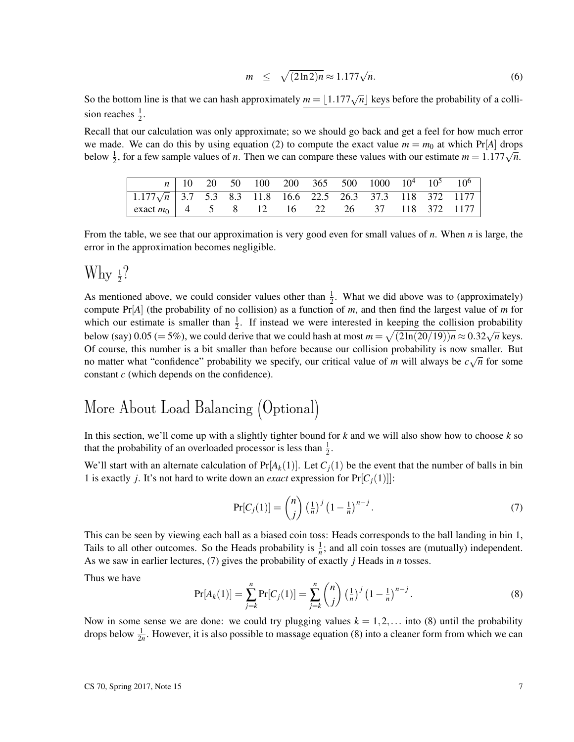$$m \leq \sqrt{(2\ln 2)n} \approx 1.177\sqrt{n}. \tag{6}$$

So the bottom line is that we can hash approximately $m = \lfloor 1.177\sqrt{n} \rfloor$ keys before the probability of a collision reaches $\frac{1}{2}$.

Recall that our calculation was only approximate; so we should go back and get a feel for how much error we made. We can do this by using equation (2) to compute the exact value $m = m_0$ at which $\Pr[A]$ drops below $\frac{1}{2}$, for a few sample values of $n$. Then we can compare these values with our estimate $m = 1.177\sqrt{n}$.

| $n$ | 10 | 20 | 50 | 100 | 200 | 365 | 500 | 1000 | $10^4$ | $10^5$ | $10^6$ |
|---|---|---|---|---|---|---|---|---|---|---|---|
| $1.177\sqrt{n}$ | 3.7 | 5.3 | 8.3 | 11.8 | 16.6 | 22.5 | 26.3 | 37.3 | 118 | 372 | 1177 |
| exact $m_0$ | 4 | 5 | 8 | 12 | 16 | 22 | 26 | 37 | 118 | 372 | 1177 |

From the table, we see that our approximation is very good even for small values of $n$. When $n$ is large, the error in the approximation becomes negligible.

# Why $\frac{1}{2}$?

As mentioned above, we could consider values other than $\frac{1}{2}$. What we did above was to (approximately) compute $\Pr[A]$ (the probability of no collision) as a function of $m$, and then find the largest value of $m$ for which our estimate is smaller than $\frac{1}{2}$. If instead we were interested in keeping the collision probability below (say) 0.05 (= 5%), we could derive that we could hash at most $m = \sqrt{(2\ln(20/19))n} \approx 0.32\sqrt{n}$ keys. Of course, this number is a bit smaller than before because our collision probability is now smaller. But no matter what "confidence" probability we specify, our critical value of $m$ will always be $c\sqrt{n}$ for some constant $c$ (which depends on the confidence).

# More About Load Balancing (Optional)

In this section, we'll come up with a slightly tighter bound for $k$ and we will also show how to choose $k$ so that the probability of an overloaded processor is less than $\frac{1}{2}$.

We'll start with an alternate calculation of $\Pr[A_k(1)]$. Let $C_j(1)$ be the event that the number of balls in bin 1 is exactly $j$. It's not hard to write down an *exact* expression for $\Pr[C_j(1)]$:

$$\Pr[C_j(1)] = \binom{n}{j} \left(\tfrac{1}{n}\right)^j \left(1 - \tfrac{1}{n}\right)^{n-j}. \tag{7}$$

This can be seen by viewing each ball as a biased coin toss: Heads corresponds to the ball landing in bin 1, Tails to all other outcomes. So the Heads probability is $\frac{1}{n}$; and all coin tosses are (mutually) independent. As we saw in earlier lectures, (7) gives the probability of exactly $j$ Heads in $n$ tosses.

Thus we have

$$\Pr[A_k(1)] = \sum_{j=k}^{n} \Pr[C_j(1)] = \sum_{j=k}^{n} \binom{n}{j} \left(\tfrac{1}{n}\right)^j \left(1 - \tfrac{1}{n}\right)^{n-j}. \tag{8}$$

Now in some sense we are done: we could try plugging values $k = 1, 2, \ldots$ into (8) until the probability drops below $\frac{1}{2n}$. However, it is also possible to massage equation (8) into a cleaner form from which we can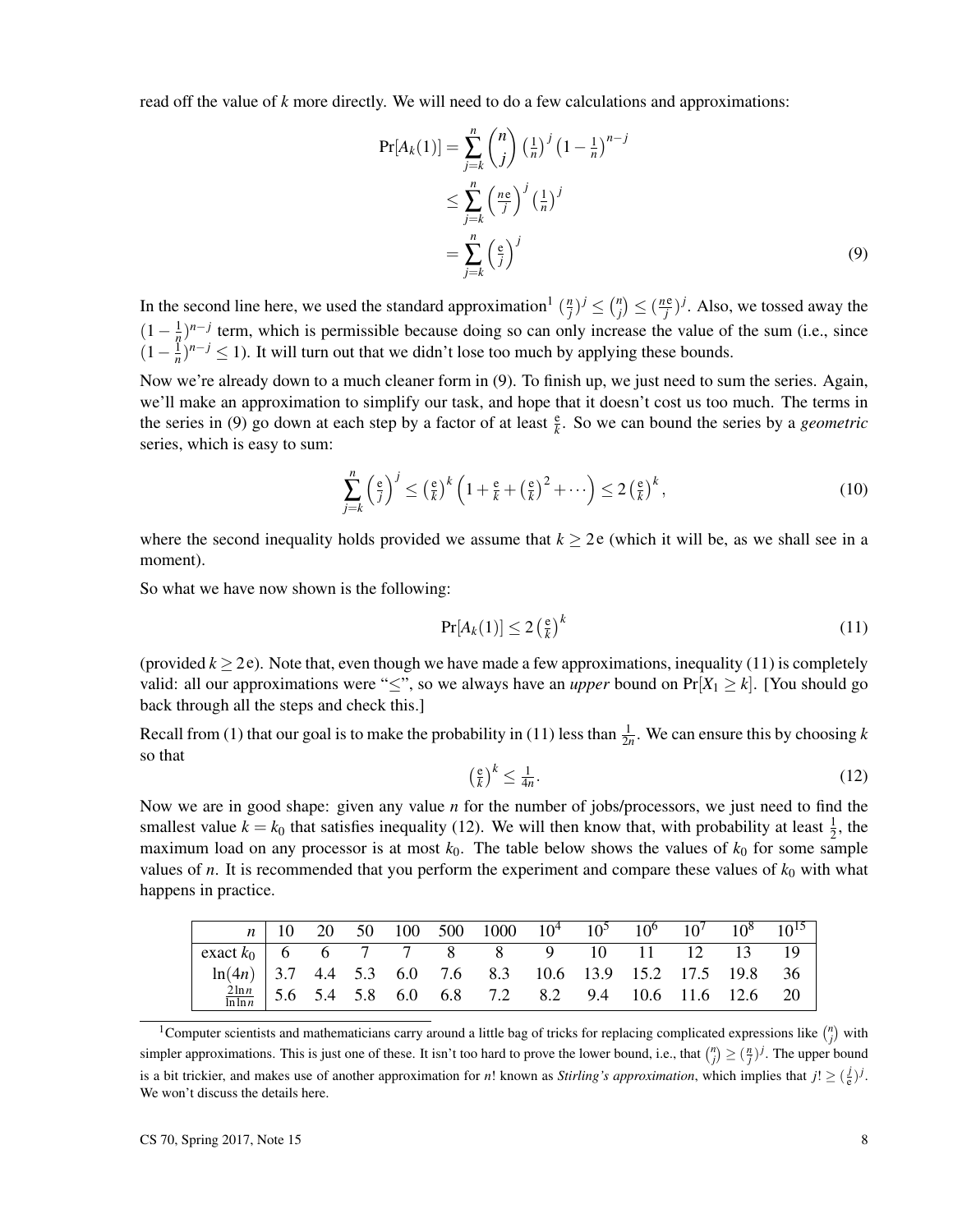read off the value of $k$ more directly. We will need to do a few calculations and approximations:

$$\begin{aligned}\Pr[A_k(1)] &= \sum_{j=k}^{n} \binom{n}{j} \left(\tfrac{1}{n}\right)^j \left(1-\tfrac{1}{n}\right)^{n-j} \\ &\leq \sum_{j=k}^{n} \left(\tfrac{n\mathrm{e}}{j}\right)^j \left(\tfrac{1}{n}\right)^j \\ &= \sum_{j=k}^{n} \left(\tfrac{\mathrm{e}}{j}\right)^j \end{aligned} \tag{9}$$

In the second line here, we used the standard approximation[1] $(\frac{n}{j})^j \leq \binom{n}{j} \leq (\frac{n\mathrm{e}}{j})^j$. Also, we tossed away the $(1-\frac{1}{n})^{n-j}$ term, which is permissible because doing so can only increase the value of the sum (i.e., since $(1-\frac{1}{n})^{n-j} \leq 1$). It will turn out that we didn't lose too much by applying these bounds.

Now we're already down to a much cleaner form in (9). To finish up, we just need to sum the series. Again, we'll make an approximation to simplify our task, and hope that it doesn't cost us too much. The terms in the series in (9) go down at each step by a factor of at least $\frac{\mathrm{e}}{k}$. So we can bound the series by a *geometric* series, which is easy to sum:

$$\sum_{j=k}^{n} \left(\tfrac{\mathrm{e}}{j}\right)^j \leq \left(\tfrac{\mathrm{e}}{k}\right)^k \left(1 + \tfrac{\mathrm{e}}{k} + \left(\tfrac{\mathrm{e}}{k}\right)^2 + \cdots\right) \leq 2\left(\tfrac{\mathrm{e}}{k}\right)^k, \tag{10}$$

where the second inequality holds provided we assume that $k \geq 2\mathrm{e}$ (which it will be, as we shall see in a moment).

So what we have now shown is the following:

$$\Pr[A_k(1)] \leq 2\left(\tfrac{\mathrm{e}}{k}\right)^k \tag{11}$$

(provided $k \geq 2\mathrm{e}$). Note that, even though we have made a few approximations, inequality (11) is completely valid: all our approximations were "$\leq$", so we always have an *upper* bound on $\Pr[X_1 \geq k]$. [You should go back through all the steps and check this.]

Recall from (1) that our goal is to make the probability in (11) less than $\frac{1}{2n}$. We can ensure this by choosing $k$ so that

$$\left(\tfrac{\mathrm{e}}{k}\right)^k \leq \tfrac{1}{4n}. \tag{12}$$

Now we are in good shape: given any value $n$ for the number of jobs/processors, we just need to find the smallest value $k = k_0$ that satisfies inequality (12). We will then know that, with probability at least $\frac{1}{2}$, the maximum load on any processor is at most $k_0$. The table below shows the values of $k_0$ for some sample values of $n$. It is recommended that you perform the experiment and compare these values of $k_0$ with what happens in practice.

| $n$ | 10 | 20 | 50 | 100 | 500 | 1000 | $10^4$ | $10^5$ | $10^6$ | $10^7$ | $10^8$ | $10^{15}$ |
|---|---|---|---|---|---|---|---|---|---|---|---|---|
| exact $k_0$ | 6 | 6 | 7 | 7 | 8 | 8 | 9 | 10 | 11 | 12 | 13 | 19 |
| $\ln(4n)$ | 3.7 | 4.4 | 5.3 | 6.0 | 7.6 | 8.3 | 10.6 | 13.9 | 15.2 | 17.5 | 19.8 | 36 |
| $\frac{2\ln n}{\ln\ln n}$ | 5.6 | 5.4 | 5.8 | 6.0 | 6.8 | 7.2 | 8.2 | 9.4 | 10.6 | 11.6 | 12.6 | 20 |

[1] Computer scientists and mathematicians carry around a little bag of tricks for replacing complicated expressions like $\binom{n}{j}$ with simpler approximations. This is just one of these. It isn't too hard to prove the lower bound, i.e., that $\binom{n}{j} \geq (\frac{n}{j})^j$. The upper bound is a bit trickier, and makes use of another approximation for $n!$ known as *Stirling's approximation*, which implies that $j! \geq (\frac{j}{\mathrm{e}})^j$. We won't discuss the details here.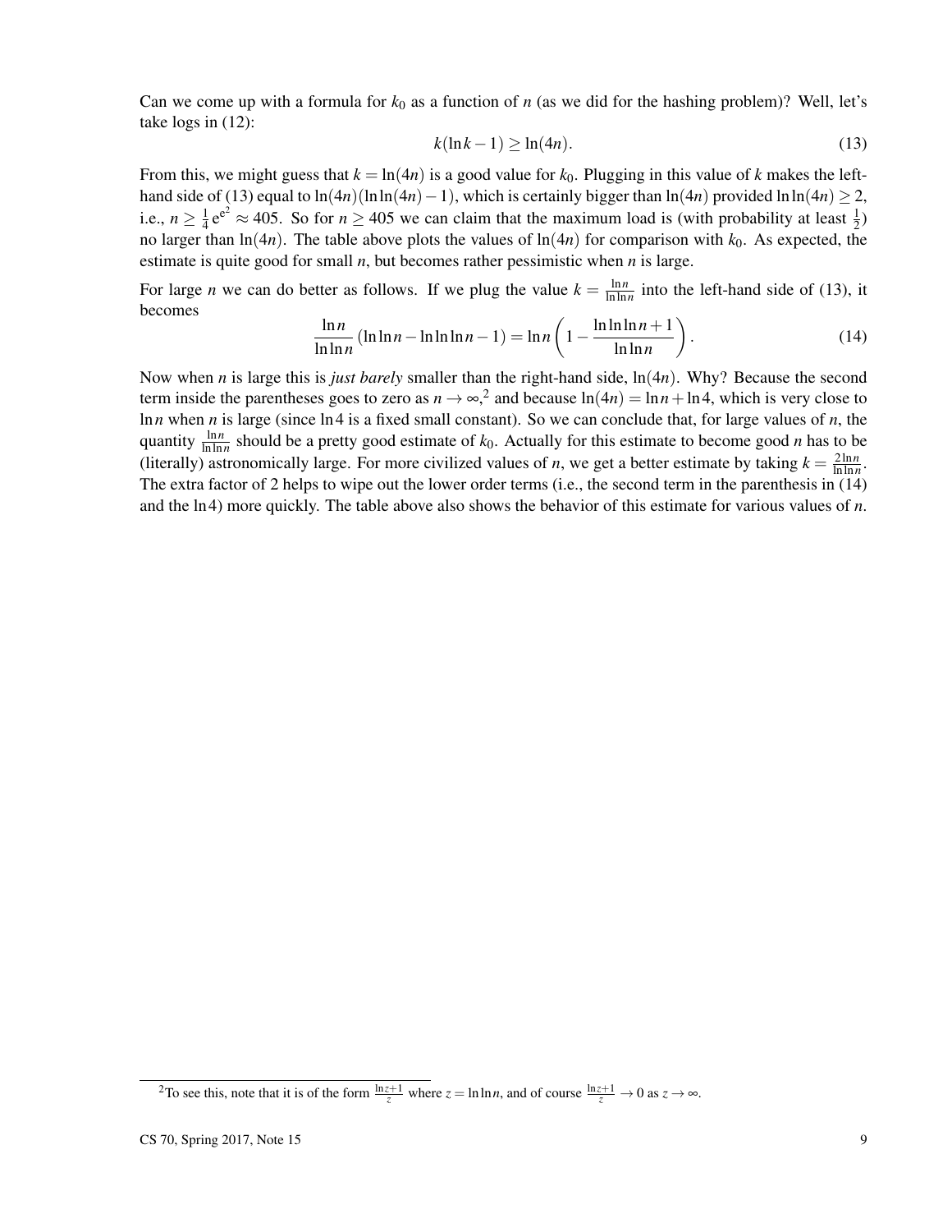Can we come up with a formula for $k_0$ as a function of $n$ (as we did for the hashing problem)? Well, let's take logs in (12):

$$k(\ln k - 1) \geq \ln(4n). \tag{13}$$

From this, we might guess that $k = \ln(4n)$ is a good value for $k_0$. Plugging in this value of $k$ makes the left-hand side of (13) equal to $\ln(4n)(\ln\ln(4n) - 1)$, which is certainly bigger than $\ln(4n)$ provided $\ln\ln(4n) \geq 2$, i.e., $n \geq \frac{1}{4}e^{e^2} \approx 405$. So for $n \geq 405$ we can claim that the maximum load is (with probability at least $\frac{1}{2}$) no larger than $\ln(4n)$. The table above plots the values of $\ln(4n)$ for comparison with $k_0$. As expected, the estimate is quite good for small $n$, but becomes rather pessimistic when $n$ is large.

For large $n$ we can do better as follows. If we plug the value $k = \frac{\ln n}{\ln\ln n}$ into the left-hand side of (13), it becomes

$$\frac{\ln n}{\ln\ln n}(\ln\ln n - \ln\ln\ln n - 1) = \ln n\left(1 - \frac{\ln\ln\ln n + 1}{\ln\ln n}\right). \tag{14}$$

Now when $n$ is large this is *just barely* smaller than the right-hand side, $\ln(4n)$. Why? Because the second term inside the parentheses goes to zero as $n \to \infty$,[2] and because $\ln(4n) = \ln n + \ln 4$, which is very close to $\ln n$ when $n$ is large (since $\ln 4$ is a fixed small constant). So we can conclude that, for large values of $n$, the quantity $\frac{\ln n}{\ln\ln n}$ should be a pretty good estimate of $k_0$. Actually for this estimate to become good $n$ has to be (literally) astronomically large. For more civilized values of $n$, we get a better estimate by taking $k = \frac{2\ln n}{\ln\ln n}$. The extra factor of 2 helps to wipe out the lower order terms (i.e., the second term in the parenthesis in (14) and the $\ln 4$) more quickly. The table above also shows the behavior of this estimate for various values of $n$.

[2] To see this, note that it is of the form $\frac{\ln z + 1}{z}$ where $z = \ln\ln n$, and of course $\frac{\ln z + 1}{z} \to 0$ as $z \to \infty$.